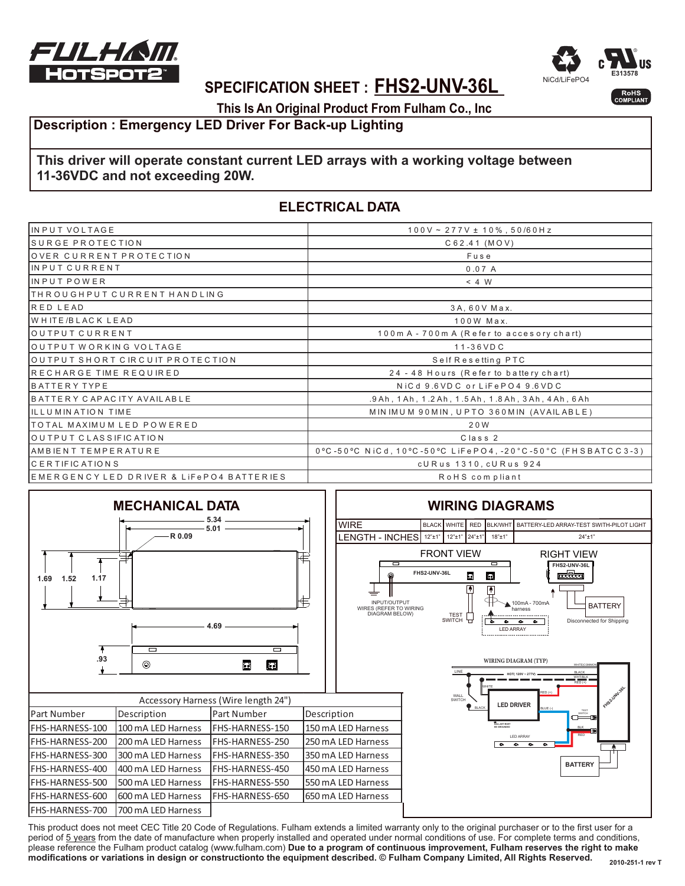# SPECIFICATION SHEET : FHS2-UNV-36L

**This Is An Original Product From Fulham Co., Inc**

## Description : Emergency LED Driver For Back-up Lighting

**This driver will operate constant current LED arrays with a working voltage between 11-36VDC and not exceeding 20W.**

## ELECTRICAL DATA

| | |
|---|---|
| INPUT VOLTAGE | 100V ~ 277V ± 10%, 50/60Hz |
| SURGE PROTECTION | C62.41 (MOV) |
| OVER CURRENT PROTECTION | Fuse |
| INPUT CURRENT | 0.07 A |
| INPUT POWER | < 4 W |
| THROUGHPUT CURRENT HANDLING | |
| RED LEAD | 3A, 60V Max. |
| WHITE/BLACK LEAD | 100W Max. |
| OUTPUT CURRENT | 100mA - 700mA (Refer to accesory chart) |
| OUTPUT WORKING VOLTAGE | 11-36VDC |
| OUTPUT SHORT CIRCUIT PROTECTION | Self Resetting PTC |
| RECHARGE TIME REQUIRED | 24 - 48 Hours (Refer to battery chart) |
| BATTERY TYPE | NiCd 9.6VDC or LiFePO4 9.6VDC |
| BATTERY CAPACITY AVAILABLE | .9Ah, 1Ah, 1.2Ah, 1.5Ah, 1.8Ah, 3Ah, 4Ah, 6Ah |
| ILLUMINATION TIME | MINIMUM 90MIN, UPTO 360MIN (AVAILABLE) |
| TOTAL MAXIMUM LED POWERED | 20W |
| OUTPUT CLASSIFICATION | Class 2 |
| AMBIENT TEMPERATURE | 0°C-50°C NiCd, 10°C-50°C LiFePO4, -20°C-50°C (FHSBATCC3-3) |
| CERTIFICATIONS | cURus 1310, cURus 924 |
| EMERGENCY LED DRIVER & LiFePO4 BATTERIES | RoHS compliant |

## MECHANICAL DATA

## WIRING DIAGRAMS

| WIRE | BLACK | WHITE | RED | BLK/WHT | BATTERY-LED ARRAY-TEST SWITH-PILOT LIGHT |
|---|---|---|---|---|---|
| LENGTH - INCHES | 12"±1" | 12"±1" | 24"±1" | 18"±1" | 24"±1" |

Accessory Harness (Wire length 24")

| Part Number | Description | Part Number | Description |
|---|---|---|---|
| FHS-HARNESS-100 | 100 mA LED Harness | FHS-HARNESS-150 | 150 mA LED Harness |
| FHS-HARNESS-200 | 200 mA LED Harness | FHS-HARNESS-250 | 250 mA LED Harness |
| FHS-HARNESS-300 | 300 mA LED Harness | FHS-HARNESS-350 | 350 mA LED Harness |
| FHS-HARNESS-400 | 400 mA LED Harness | FHS-HARNESS-450 | 450 mA LED Harness |
| FHS-HARNESS-500 | 500 mA LED Harness | FHS-HARNESS-550 | 550 mA LED Harness |
| FHS-HARNESS-600 | 600 mA LED Harness | FHS-HARNESS-650 | 650 mA LED Harness |
| FHS-HARNESS-700 | 700 mA LED Harness | | |

This product does not meet CEC Title 20 Code of Regulations. Fulham extends a limited warranty only to the original purchaser or to the first user for a period of 5 years from the date of manufacture when properly installed and operated under normal conditions of use. For complete terms and conditions, please reference the Fulham product catalog (www.fulham.com) **Due to a program of continuous improvement, Fulham reserves the right to make modifications or variations in design or constructionto the equipment described. © Fulham Company Limited, All Rights Reserved.**

2010-251-1 rev T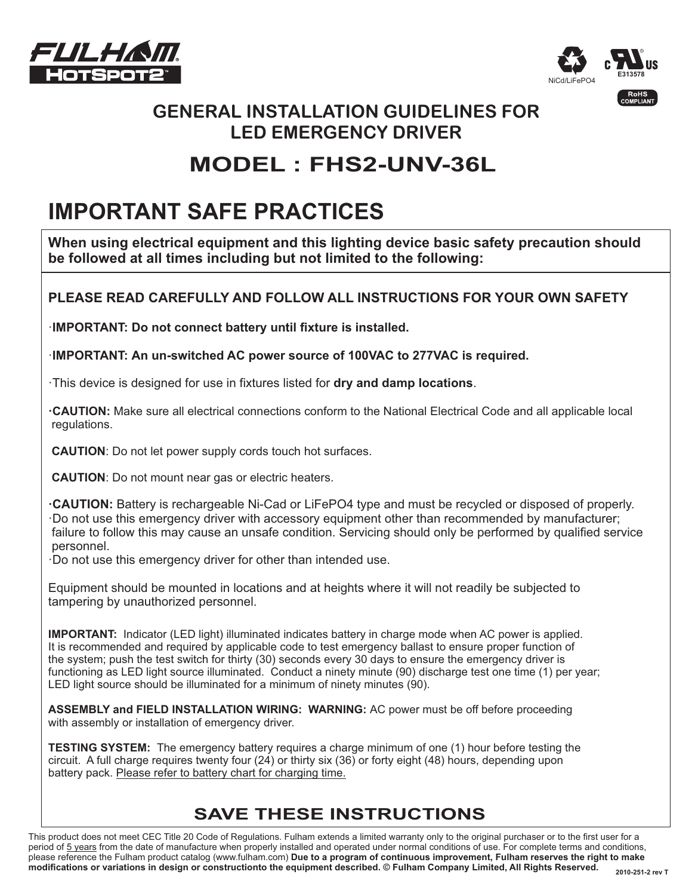FULHAM HOTSPOT2™

NiCd/LiFePO4 c US E313578 RoHS COMPLIANT

## GENERAL INSTALLATION GUIDELINES FOR LED EMERGENCY DRIVER

## MODEL : FHS2-UNV-36L

# IMPORTANT SAFE PRACTICES

**When using electrical equipment and this lighting device basic safety precaution should be followed at all times including but not limited to the following:**

**PLEASE READ CAREFULLY AND FOLLOW ALL INSTRUCTIONS FOR YOUR OWN SAFETY**

·**IMPORTANT: Do not connect battery until fixture is installed.**

·**IMPORTANT: An un-switched AC power source of 100VAC to 277VAC is required.**

·This device is designed for use in fixtures listed for **dry and damp locations**.

·**CAUTION:** Make sure all electrical connections conform to the National Electrical Code and all applicable local regulations.

**CAUTION**: Do not let power supply cords touch hot surfaces.

**CAUTION**: Do not mount near gas or electric heaters.

·**CAUTION:** Battery is rechargeable Ni-Cad or LiFePO4 type and must be recycled or disposed of properly.
·Do not use this emergency driver with accessory equipment other than recommended by manufacturer; failure to follow this may cause an unsafe condition. Servicing should only be performed by qualified service personnel.
·Do not use this emergency driver for other than intended use.

Equipment should be mounted in locations and at heights where it will not readily be subjected to tampering by unauthorized personnel.

**IMPORTANT:** Indicator (LED light) illuminated indicates battery in charge mode when AC power is applied. It is recommended and required by applicable code to test emergency ballast to ensure proper function of the system; push the test switch for thirty (30) seconds every 30 days to ensure the emergency driver is functioning as LED light source illuminated. Conduct a ninety minute (90) discharge test one time (1) per year; LED light source should be illuminated for a minimum of ninety minutes (90).

**ASSEMBLY and FIELD INSTALLATION WIRING: WARNING:** AC power must be off before proceeding with assembly or installation of emergency driver.

**TESTING SYSTEM:** The emergency battery requires a charge minimum of one (1) hour before testing the circuit. A full charge requires twenty four (24) or thirty six (36) or forty eight (48) hours, depending upon battery pack. Please refer to battery chart for charging time.

## SAVE THESE INSTRUCTIONS

This product does not meet CEC Title 20 Code of Regulations. Fulham extends a limited warranty only to the original purchaser or to the first user for a period of 5 years from the date of manufacture when properly installed and operated under normal conditions of use. For complete terms and conditions, please reference the Fulham product catalog (www.fulham.com) **Due to a program of continuous improvement, Fulham reserves the right to make modifications or variations in design or constructionto the equipment described. © Fulham Company Limited, All Rights Reserved.**

2010-251-2 rev T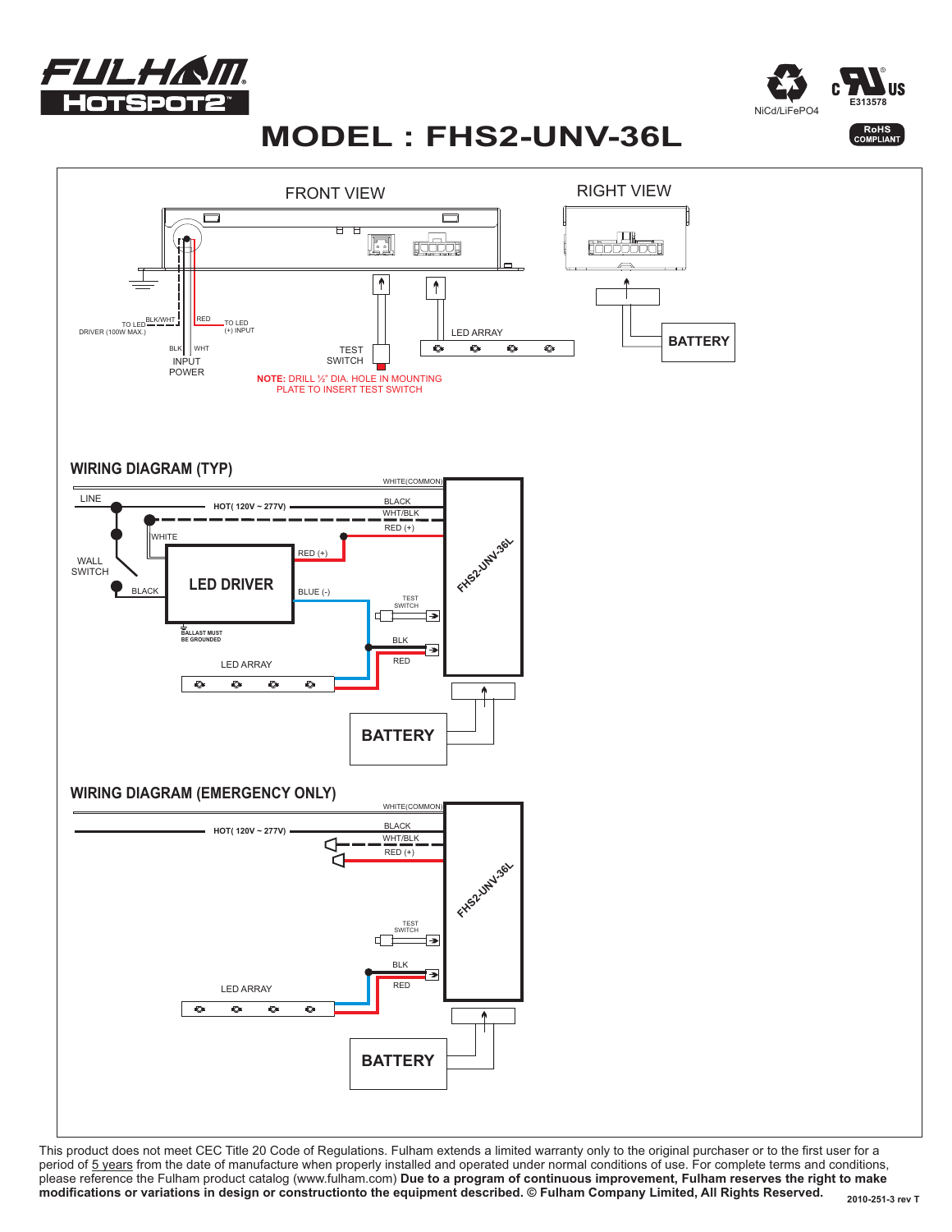# MODEL : FHS2-UNV-36L

NiCd/LiFePO4

E313578

RoHS COMPLIANT

FRONT VIEW

RIGHT VIEW

TO LED DRIVER (100W MAX.) BLK/WHT

RED TO LED (+) INPUT

BLK WHT

INPUT POWER

TEST SWITCH

LED ARRAY

BATTERY

**NOTE:** DRILL ½" DIA. HOLE IN MOUNTING PLATE TO INSERT TEST SWITCH

## WIRING DIAGRAM (TYP)

LINE

HOT( 120V ~ 277V)

WHITE(COMMON)

BLACK

WHT/BLK

RED (+)

WHITE

WALL SWITCH

BLACK

LED DRIVER

RED (+)

BLUE (-)

BALLAST MUST BE GROUNDED

TEST SWITCH

BLK

RED

LED ARRAY

FHS2-UNV-36L

BATTERY

## WIRING DIAGRAM (EMERGENCY ONLY)

WHITE(COMMON)

HOT( 120V ~ 277V)

BLACK

WHT/BLK

RED (+)

TEST SWITCH

BLK

RED

LED ARRAY

FHS2-UNV-36L

BATTERY

This product does not meet CEC Title 20 Code of Regulations. Fulham extends a limited warranty only to the original purchaser or to the first user for a period of 5 years from the date of manufacture when properly installed and operated under normal conditions of use. For complete terms and conditions, please reference the Fulham product catalog (www.fulham.com) **Due to a program of continuous improvement, Fulham reserves the right to make modifications or variations in design or constructionto the equipment described. © Fulham Company Limited, All Rights Reserved.**

2010-251-3 rev T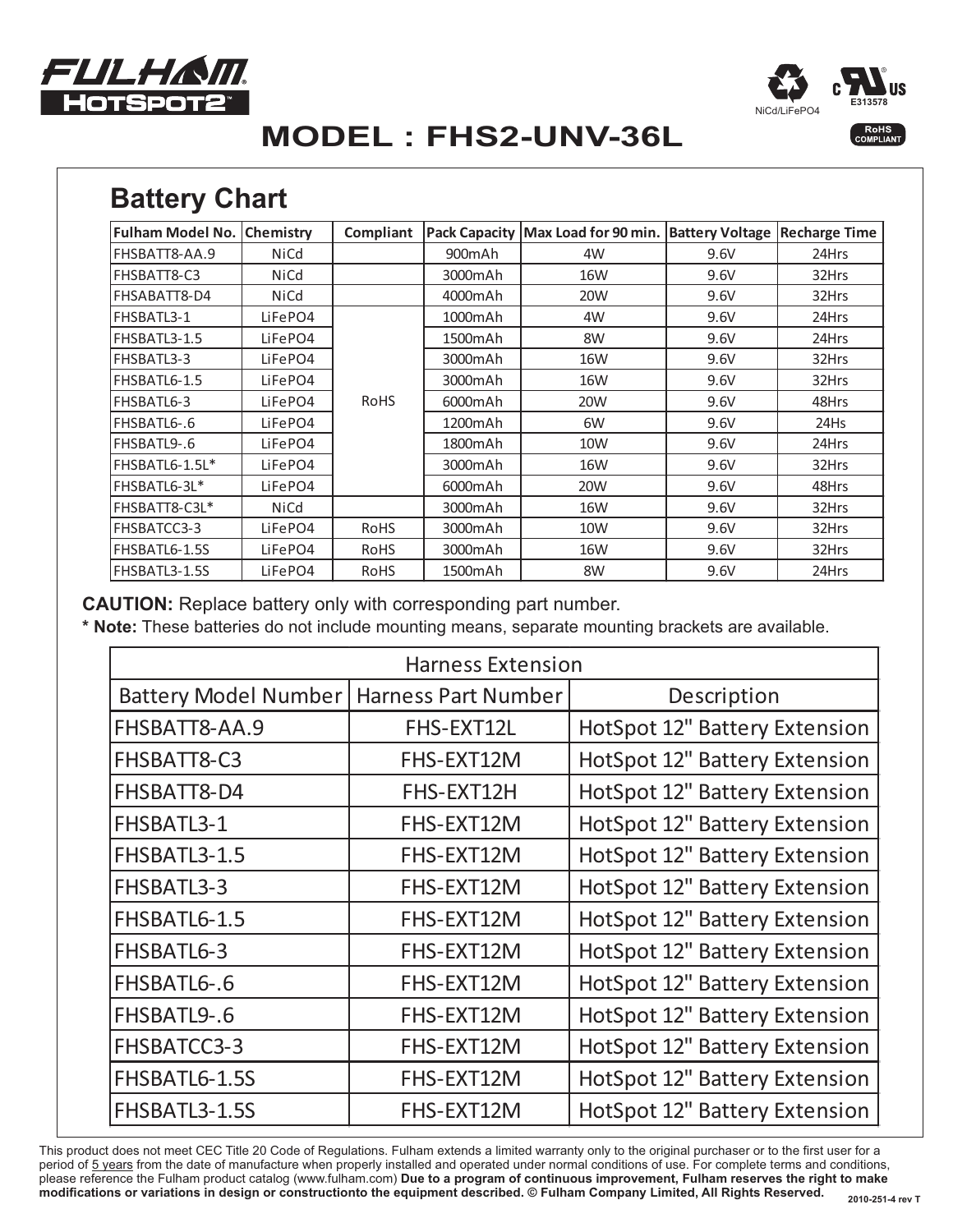FULHAM HOTSPOT2™

NiCd/LiFePO4

E313578

RoHS COMPLIANT

# MODEL : FHS2-UNV-36L

## Battery Chart

| Fulham Model No. | Chemistry | Compliant | Pack Capacity | Max Load for 90 min. | Battery Voltage | Recharge Time |
|---|---|---|---|---|---|---|
| FHSBATT8-AA.9 | NiCd | | 900mAh | 4W | 9.6V | 24Hrs |
| FHSBATT8-C3 | NiCd | | 3000mAh | 16W | 9.6V | 32Hrs |
| FHSABATT8-D4 | NiCd | | 4000mAh | 20W | 9.6V | 32Hrs |
| FHSBATL3-1 | LiFePO4 | RoHS | 1000mAh | 4W | 9.6V | 24Hrs |
| FHSBATL3-1.5 | LiFePO4 | RoHS | 1500mAh | 8W | 9.6V | 24Hrs |
| FHSBATL3-3 | LiFePO4 | RoHS | 3000mAh | 16W | 9.6V | 32Hrs |
| FHSBATL6-1.5 | LiFePO4 | RoHS | 3000mAh | 16W | 9.6V | 32Hrs |
| FHSBATL6-3 | LiFePO4 | RoHS | 6000mAh | 20W | 9.6V | 48Hrs |
| FHSBATL6-.6 | LiFePO4 | RoHS | 1200mAh | 6W | 9.6V | 24Hs |
| FHSBATL9-.6 | LiFePO4 | RoHS | 1800mAh | 10W | 9.6V | 24Hrs |
| FHSBATL6-1.5L* | LiFePO4 | RoHS | 3000mAh | 16W | 9.6V | 32Hrs |
| FHSBATL6-3L* | LiFePO4 | RoHS | 6000mAh | 20W | 9.6V | 48Hrs |
| FHSBATT8-C3L* | NiCd | | 3000mAh | 16W | 9.6V | 32Hrs |
| FHSBATCC3-3 | LiFePO4 | RoHS | 3000mAh | 10W | 9.6V | 32Hrs |
| FHSBATL6-1.5S | LiFePO4 | RoHS | 3000mAh | 16W | 9.6V | 32Hrs |
| FHSBATL3-1.5S | LiFePO4 | RoHS | 1500mAh | 8W | 9.6V | 24Hrs |

**CAUTION:** Replace battery only with corresponding part number.

**\* Note:** These batteries do not include mounting means, separate mounting brackets are available.

| Harness Extension | | |
|---|---|---|
| **Battery Model Number** | **Harness Part Number** | **Description** |
| FHSBATT8-AA.9 | FHS-EXT12L | HotSpot 12" Battery Extension |
| FHSBATT8-C3 | FHS-EXT12M | HotSpot 12" Battery Extension |
| FHSBATT8-D4 | FHS-EXT12H | HotSpot 12" Battery Extension |
| FHSBATL3-1 | FHS-EXT12M | HotSpot 12" Battery Extension |
| FHSBATL3-1.5 | FHS-EXT12M | HotSpot 12" Battery Extension |
| FHSBATL3-3 | FHS-EXT12M | HotSpot 12" Battery Extension |
| FHSBATL6-1.5 | FHS-EXT12M | HotSpot 12" Battery Extension |
| FHSBATL6-3 | FHS-EXT12M | HotSpot 12" Battery Extension |
| FHSBATL6-.6 | FHS-EXT12M | HotSpot 12" Battery Extension |
| FHSBATL9-.6 | FHS-EXT12M | HotSpot 12" Battery Extension |
| FHSBATCC3-3 | FHS-EXT12M | HotSpot 12" Battery Extension |
| FHSBATL6-1.5S | FHS-EXT12M | HotSpot 12" Battery Extension |
| FHSBATL3-1.5S | FHS-EXT12M | HotSpot 12" Battery Extension |

This product does not meet CEC Title 20 Code of Regulations. Fulham extends a limited warranty only to the original purchaser or to the first user for a period of 5 years from the date of manufacture when properly installed and operated under normal conditions of use. For complete terms and conditions, please reference the Fulham product catalog (www.fulham.com) **Due to a program of continuous improvement, Fulham reserves the right to make modifications or variations in design or constructionto the equipment described. © Fulham Company Limited, All Rights Reserved.**

2010-251-4 rev T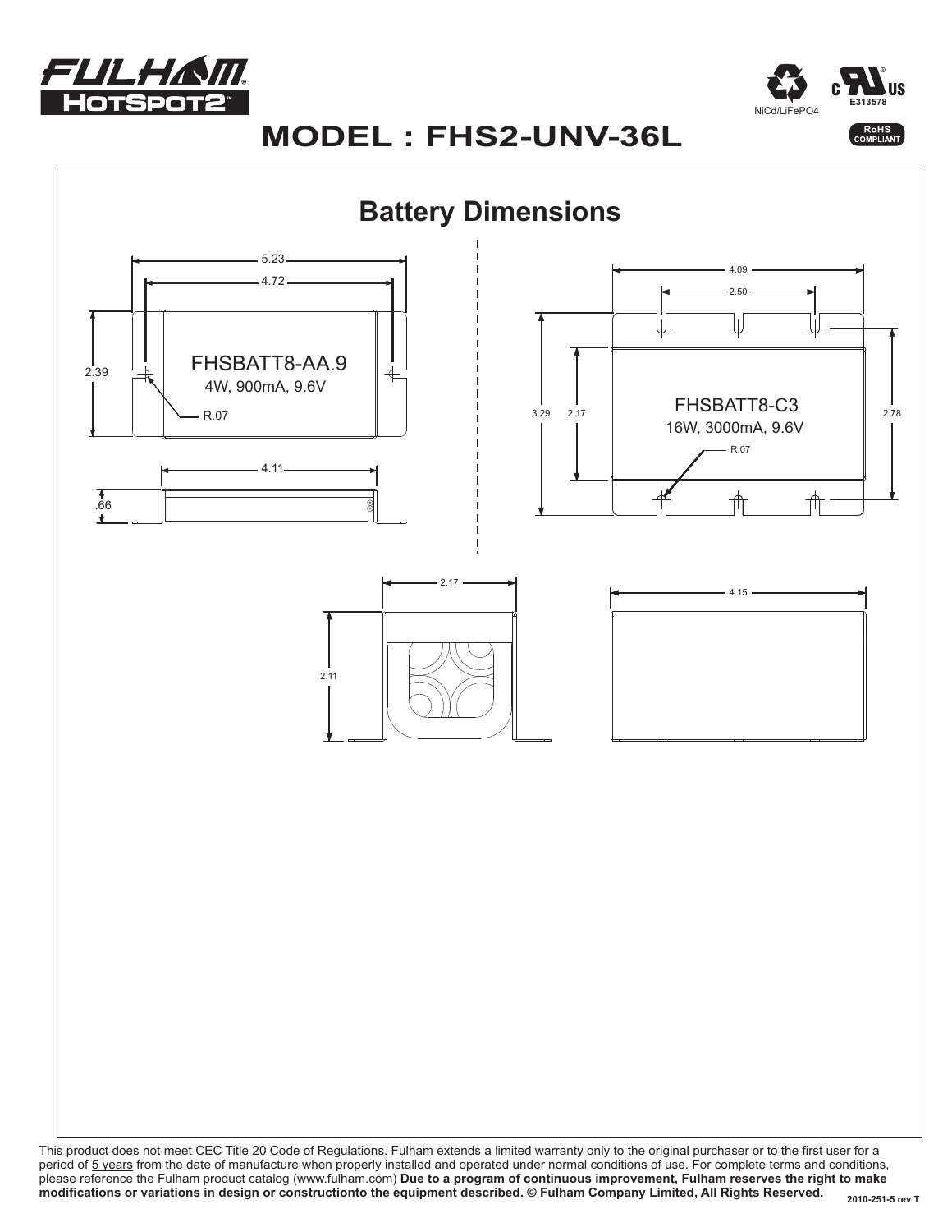# MODEL : FHS2-UNV-36L

NiCd/LiFePO4

E313578

RoHS COMPLIANT

## Battery Dimensions

FHSBATT8-AA.9
4W, 900mA, 9.6V

5.23
4.72
2.39
R.07
4.11
.66

FHSBATT8-C3
16W, 3000mA, 9.6V

4.09
2.50
3.29
2.17
2.78
R.07

2.17
2.11
4.15

This product does not meet CEC Title 20 Code of Regulations. Fulham extends a limited warranty only to the original purchaser or to the first user for a period of 5 years from the date of manufacture when properly installed and operated under normal conditions of use. For complete terms and conditions, please reference the Fulham product catalog (www.fulham.com) **Due to a program of continuous improvement, Fulham reserves the right to make modifications or variations in design or constructionto the equipment described. © Fulham Company Limited, All Rights Reserved.**

2010-251-5 rev T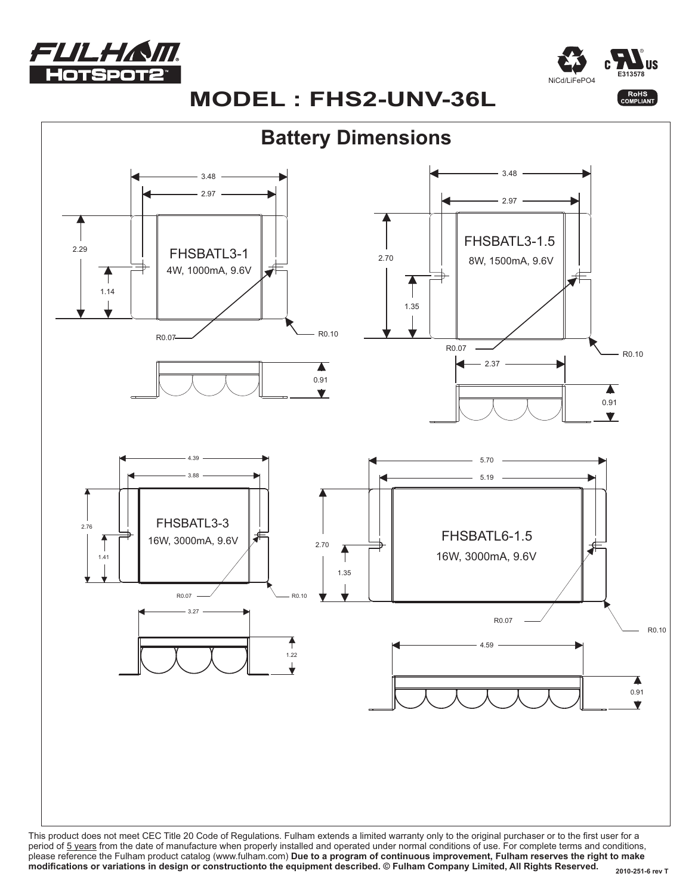FULHAM HOTSPOT2™

NiCd/LiFePO4

E313578

RoHS COMPLIANT

# MODEL : FHS2-UNV-36L

## Battery Dimensions

**FHSBATL3-1**
4W, 1000mA, 9.6V

3.48
2.97
2.29
1.14
R0.07
R0.10
0.91

**FHSBATL3-1.5**
8W, 1500mA, 9.6V

3.48
2.97
2.70
1.35
R0.07
R0.10
2.37
0.91

**FHSBATL3-3**
16W, 3000mA, 9.6V

4.39
3.88
2.76
1.41
R0.07
R0.10
3.27
1.22

**FHSBATL6-1.5**
16W, 3000mA, 9.6V

5.70
5.19
2.70
1.35
R0.07
R0.10
4.59
0.91

This product does not meet CEC Title 20 Code of Regulations. Fulham extends a limited warranty only to the original purchaser or to the first user for a period of 5 years from the date of manufacture when properly installed and operated under normal conditions of use. For complete terms and conditions, please reference the Fulham product catalog (www.fulham.com) **Due to a program of continuous improvement, Fulham reserves the right to make modifications or variations in design or constructionto the equipment described. © Fulham Company Limited, All Rights Reserved.**

2010-251-6 rev T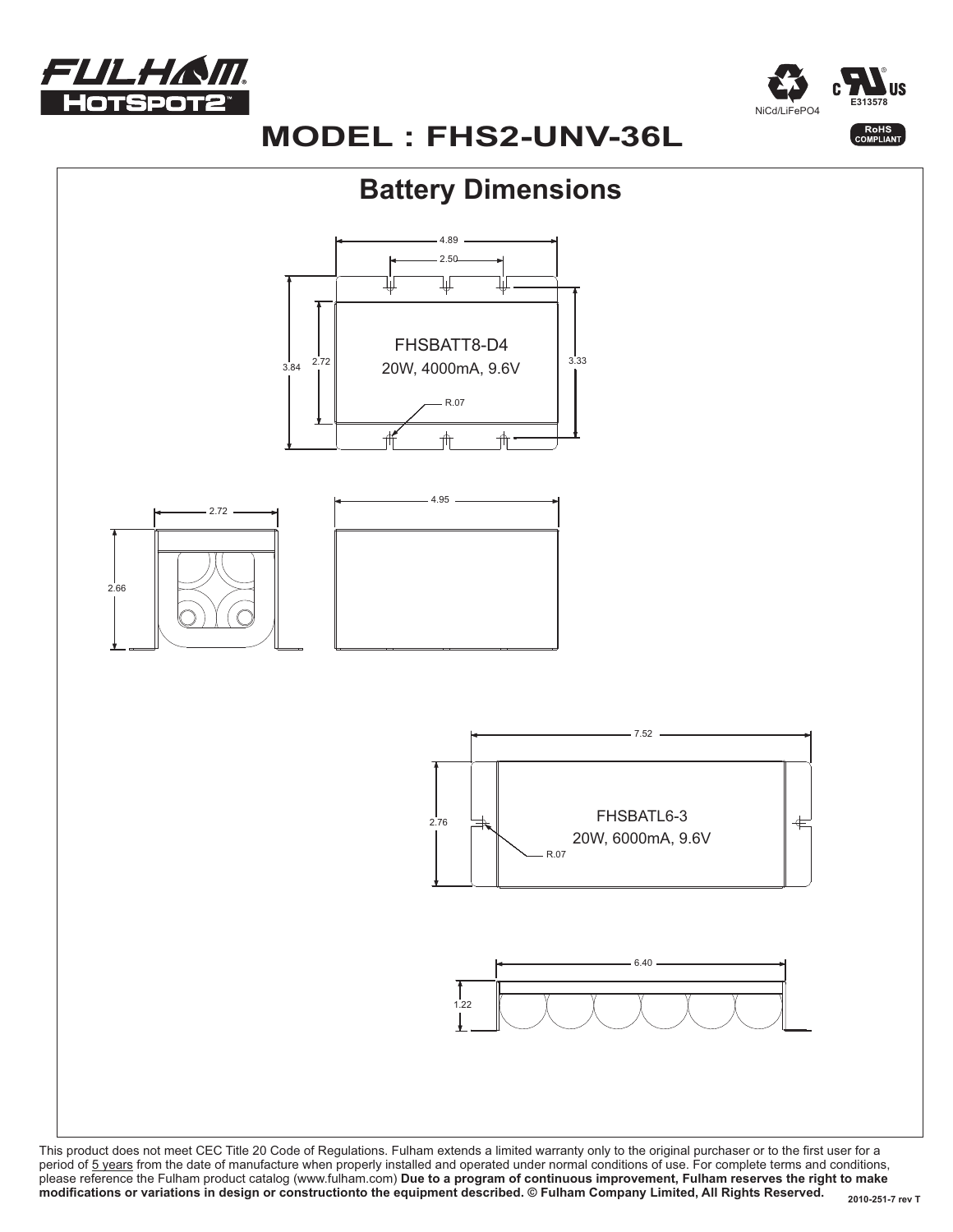# MODEL : FHS2-UNV-36L

NiCd/LiFePO4

E313578

RoHS COMPLIANT

## Battery Dimensions

4.89
2.50
3.84
2.72
3.33
FHSBATT8-D4
20W, 4000mA, 9.6V
R.07

2.72
2.66
4.95

7.52
2.76
FHSBATL6-3
20W, 6000mA, 9.6V
R.07

6.40
1.22

This product does not meet CEC Title 20 Code of Regulations. Fulham extends a limited warranty only to the original purchaser or to the first user for a period of 5 years from the date of manufacture when properly installed and operated under normal conditions of use. For complete terms and conditions, please reference the Fulham product catalog (www.fulham.com) **Due to a program of continuous improvement, Fulham reserves the right to make modifications or variations in design or constructionto the equipment described. © Fulham Company Limited, All Rights Reserved.**

2010-251-7 rev T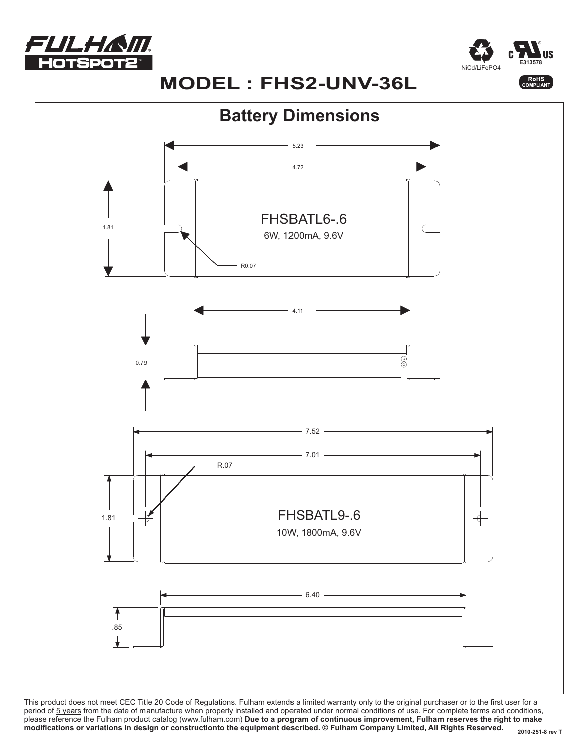# MODEL : FHS2-UNV-36L

NiCd/LiFePO4

E313578

RoHS COMPLIANT

## Battery Dimensions

5.23

4.72

1.81

R0.07

**FHSBATL6-.6**

6W, 1200mA, 9.6V

4.11

0.79

7.52

7.01

R.07

1.81

**FHSBATL9-.6**

10W, 1800mA, 9.6V

6.40

.85

This product does not meet CEC Title 20 Code of Regulations. Fulham extends a limited warranty only to the original purchaser or to the first user for a period of 5 years from the date of manufacture when properly installed and operated under normal conditions of use. For complete terms and conditions, please reference the Fulham product catalog (www.fulham.com) **Due to a program of continuous improvement, Fulham reserves the right to make modifications or variations in design or constructionto the equipment described. © Fulham Company Limited, All Rights Reserved.**

2010-251-8 rev T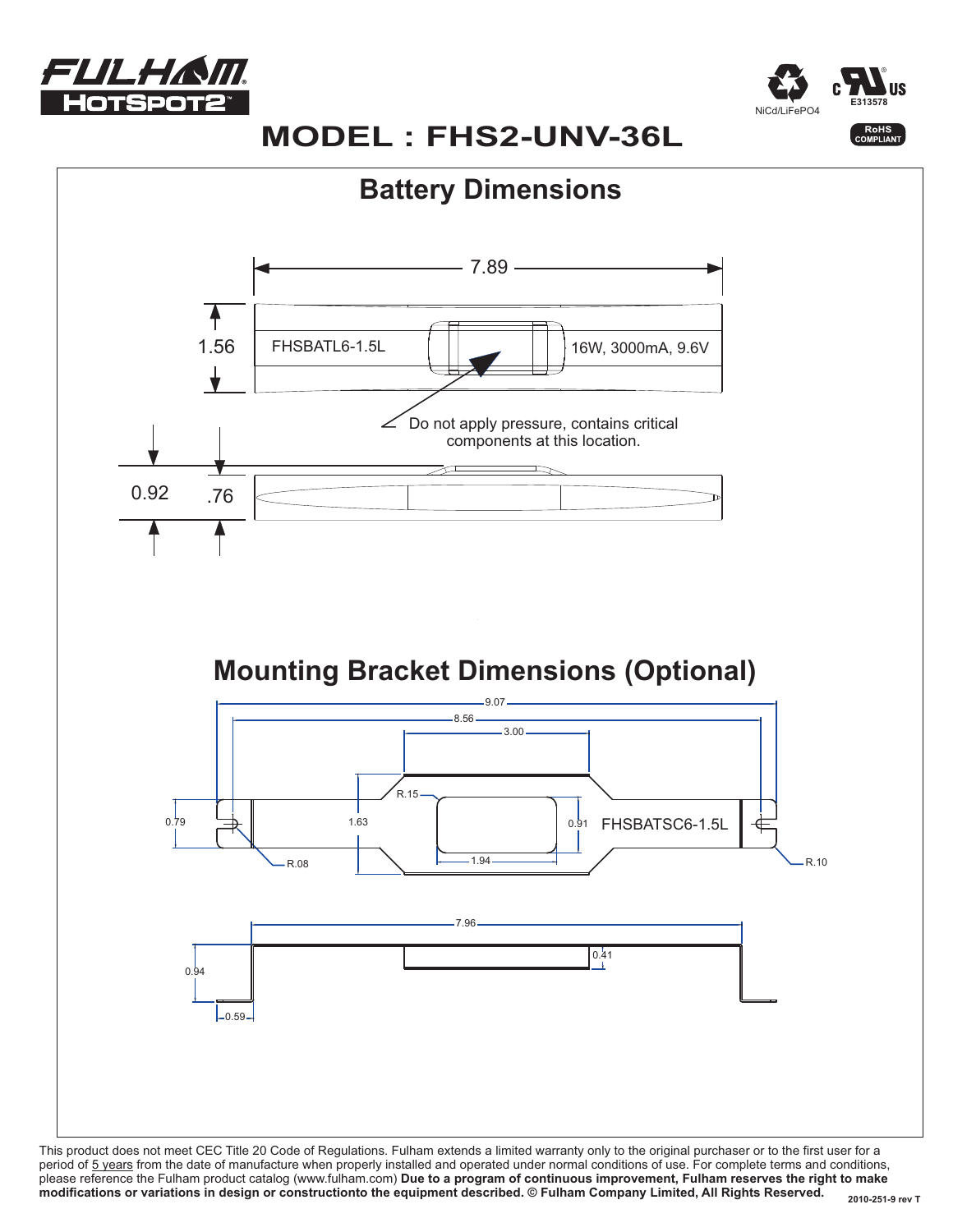FULHAM HOTSPOT2™

NiCd/LiFePO4 · c UL us E313578 · RoHS COMPLIANT

# MODEL : FHS2-UNV-36L

## Battery Dimensions

7.89

1.56

FHSBATL6-1.5L

16W, 3000mA, 9.6V

Do not apply pressure, contains critical components at this location.

0.92 .76

## Mounting Bracket Dimensions (Optional)

9.07

8.56

3.00

R.15

0.79

1.63

0.91

FHSBATSC6-1.5L

R.08

1.94

R.10

7.96

0.41

0.94

0.59

This product does not meet CEC Title 20 Code of Regulations. Fulham extends a limited warranty only to the original purchaser or to the first user for a period of 5 years from the date of manufacture when properly installed and operated under normal conditions of use. For complete terms and conditions, please reference the Fulham product catalog (www.fulham.com) **Due to a program of continuous improvement, Fulham reserves the right to make modifications or variations in design or constructionto the equipment described. © Fulham Company Limited, All Rights Reserved.**

2010-251-9 rev T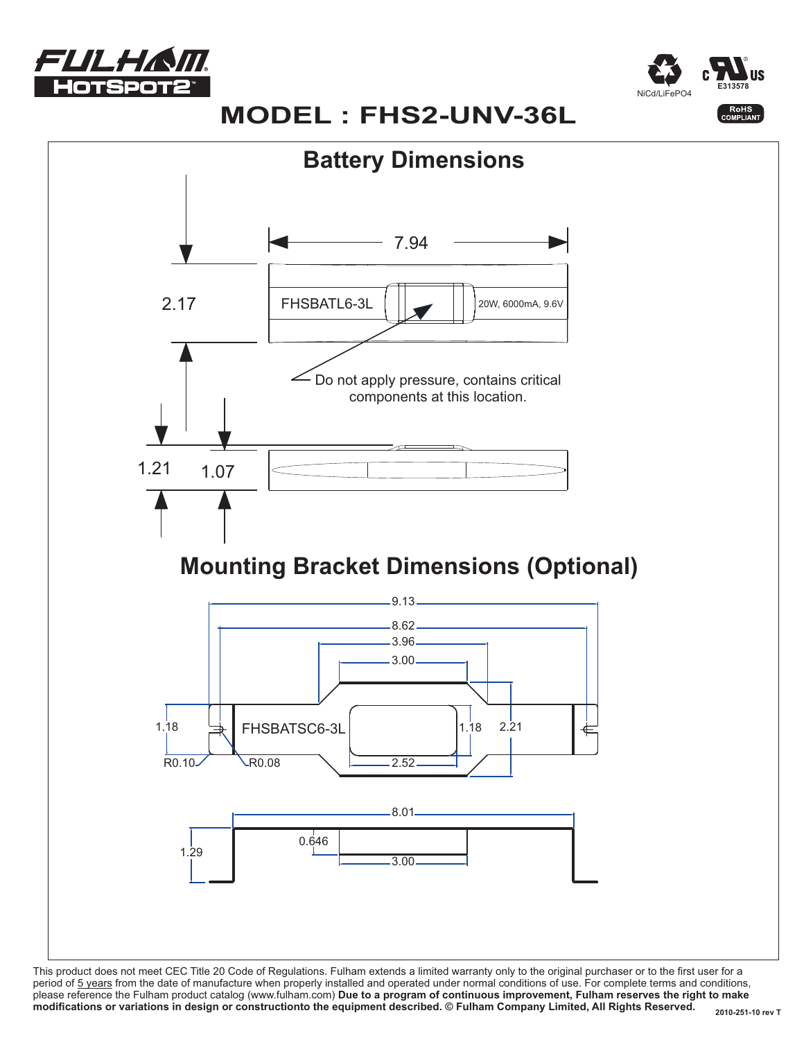FULHAM HOTSPOT2™

NiCd/LiFePO4

c UL us E313578

RoHS COMPLIANT

# MODEL : FHS2-UNV-36L

## Battery Dimensions

7.94

2.17

FHSBATL6-3L

20W, 6000mA, 9.6V

Do not apply pressure, contains critical components at this location.

1.21

1.07

## Mounting Bracket Dimensions (Optional)

9.13

8.62

3.96

3.00

1.18

FHSBATSC6-3L

1.18

2.21

R0.10

R0.08

2.52

8.01

1.29

0.646

3.00

This product does not meet CEC Title 20 Code of Regulations. Fulham extends a limited warranty only to the original purchaser or to the first user for a period of 5 years from the date of manufacture when properly installed and operated under normal conditions of use. For complete terms and conditions, please reference the Fulham product catalog (www.fulham.com) **Due to a program of continuous improvement, Fulham reserves the right to make modifications or variations in design or constructionto the equipment described. © Fulham Company Limited, All Rights Reserved.**

2010-251-10 rev T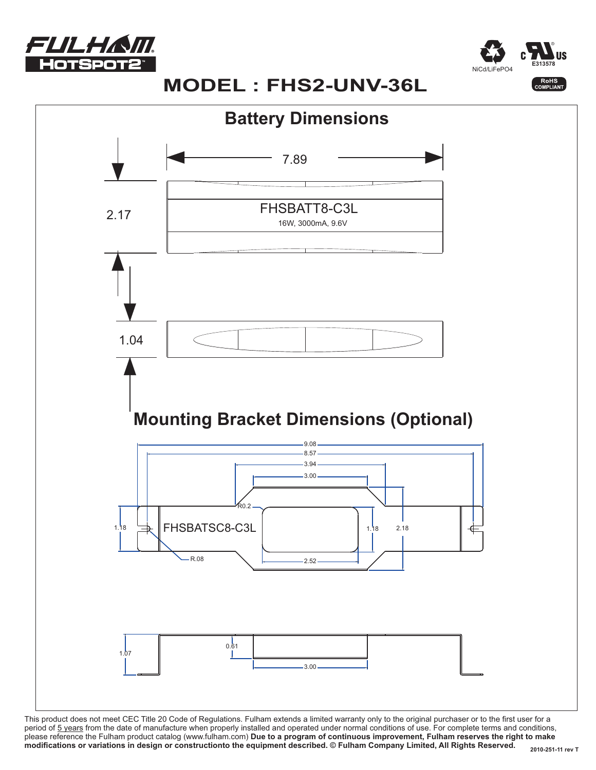FULHAM HOTSPOT2™

NiCd/LiFePO4

c UL us E313578

RoHS COMPLIANT

# MODEL : FHS2-UNV-36L

## Battery Dimensions

7.89

2.17

FHSBATT8-C3L

16W, 3000mA, 9.6V

1.04

## Mounting Bracket Dimensions (Optional)

9.08

8.57

3.94

3.00

R0.2

1.18

FHSBATSC8-C3L

1.18

2.18

R.08

2.52

1.07

0.61

3.00

This product does not meet CEC Title 20 Code of Regulations. Fulham extends a limited warranty only to the original purchaser or to the first user for a period of 5 years from the date of manufacture when properly installed and operated under normal conditions of use. For complete terms and conditions, please reference the Fulham product catalog (www.fulham.com) **Due to a program of continuous improvement, Fulham reserves the right to make modifications or variations in design or constructionto the equipment described. © Fulham Company Limited, All Rights Reserved.**

2010-251-11 rev T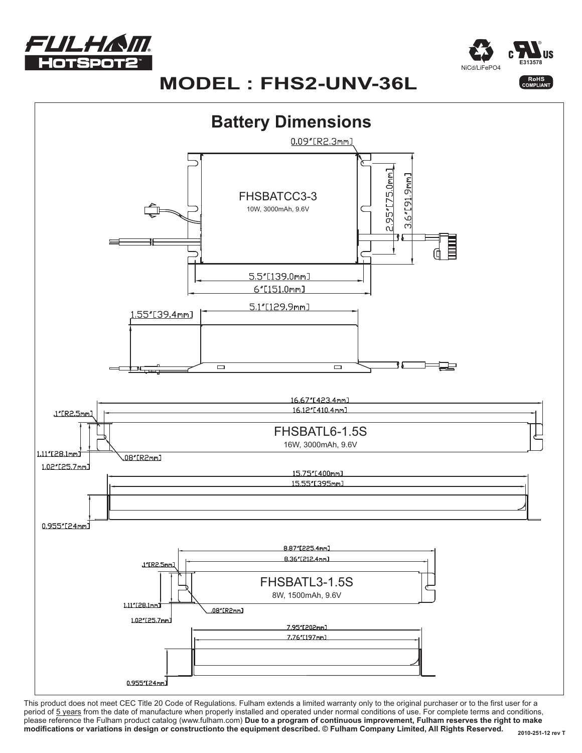# MODEL : FHS2-UNV-36L

NiCd/LiFePO4

E313578

RoHS COMPLIANT

## Battery Dimensions

0.09"[R2.3mm]

FHSBATCC3-3

10W, 3000mAh, 9.6V

2.95"[75.0mm]

3.6"[91.9mm]

5.5"[139.0mm]

6"[151.0mm]

5.1"[129.9mm]

1.55"[39.4mm]

16.67"[423.4mm]

16.12"[410.4mm]

.1"[R2.5mm]

FHSBATL6-1.5S

16W, 3000mAh, 9.6V

1.11"[28.1mm]

.08"[R2mm]

1.02"[25.7mm]

15.75"[400mm]

15.55"[395mm]

0.955"[24mm]

8.87"[225.4mm]

8.36"[212.4mm]

.1"[R2.5mm]

FHSBATL3-1.5S

8W, 1500mAh, 9.6V

1.11"[28.1mm]

.08"[R2mm]

1.02"[25.7mm]

7.95"[202mm]

7.76"[197mm]

0.955"[24mm]

This product does not meet CEC Title 20 Code of Regulations. Fulham extends a limited warranty only to the original purchaser or to the first user for a period of 5 years from the date of manufacture when properly installed and operated under normal conditions of use. For complete terms and conditions, please reference the Fulham product catalog (www.fulham.com) **Due to a program of continuous improvement, Fulham reserves the right to make modifications or variations in design or constructionto the equipment described. © Fulham Company Limited, All Rights Reserved.**

2010-251-12 rev T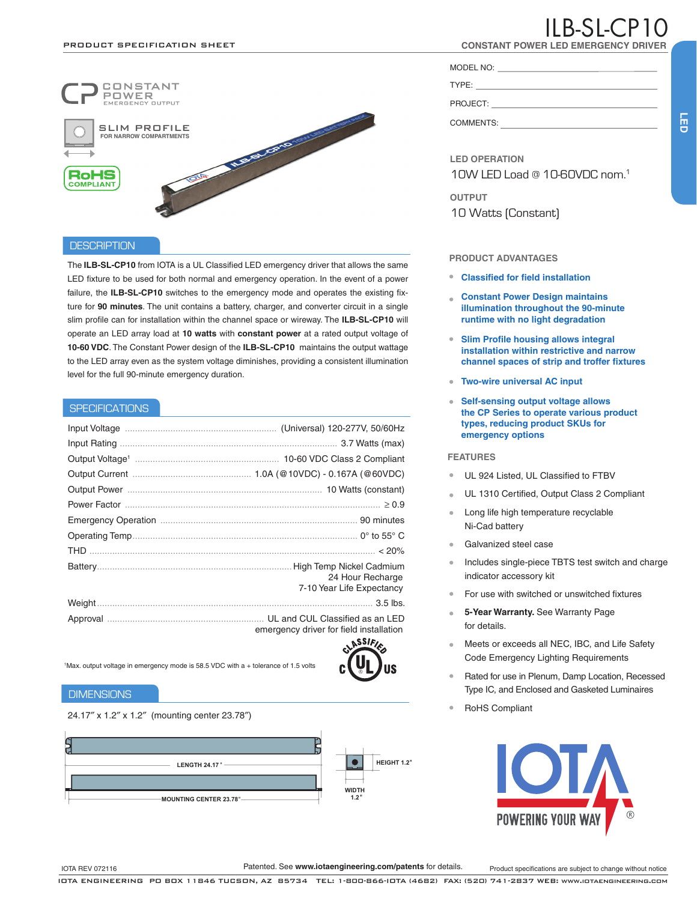PRODUCT SPECIFICATION SHEET

# ILB-SL-CP10

## CONSTANT POWER LED EMERGENCY DRIVER

MODEL NO: ____________________

TYPE: ____________________

PROJECT: ____________________

COMMENTS: ____________________

LED

CONSTANT POWER EMERGENCY OUTPUT

SLIM PROFILE FOR NARROW COMPARTMENTS

RoHS COMPLIANT

### LED OPERATION

10W LED Load @ 10-60VDC nom.[1]

### OUTPUT

10 Watts (Constant)

## DESCRIPTION

The **ILB-SL-CP10** from IOTA is a UL Classified LED emergency driver that allows the same LED fixture to be used for both normal and emergency operation. In the event of a power failure, the **ILB-SL-CP10** switches to the emergency mode and operates the existing fixture for **90 minutes**. The unit contains a battery, charger, and converter circuit in a single slim profile can for installation within the channel space or wireway. The **ILB-SL-CP10** will operate an LED array load at **10 watts** with **constant power** at a rated output voltage of **10-60 VDC**. The Constant Power design of the **ILB-SL-CP10** maintains the output wattage to the LED array even as the system voltage diminishes, providing a consistent illumination level for the full 90-minute emergency duration.

## SPECIFICATIONS

| Specification | Value |
|---|---|
| Input Voltage | (Universal) 120-277V, 50/60Hz |
| Input Rating | 3.7 Watts (max) |
| Output Voltage[1] | 10-60 VDC Class 2 Compliant |
| Output Current | 1.0A (@10VDC) - 0.167A (@60VDC) |
| Output Power | 10 Watts (constant) |
| Power Factor | ≥ 0.9 |
| Emergency Operation | 90 minutes |
| Operating Temp | 0° to 55° C |
| THD | < 20% |
| Battery | High Temp Nickel Cadmium<br>24 Hour Recharge<br>7-10 Year Life Expectancy |
| Weight | 3.5 lbs. |
| Approval | UL and CUL Classified as an LED emergency driver for field installation |

[1]Max. output voltage in emergency mode is 58.5 VDC with a + tolerance of 1.5 volts

C UL US CLASSIFIED

## DIMENSIONS

24.17″ x 1.2″ x 1.2″ (mounting center 23.78″)

LENGTH 24.17″

MOUNTING CENTER 23.78″

HEIGHT 1.2″

WIDTH 1.2″

## PRODUCT ADVANTAGES

- **Classified for field installation**
- **Constant Power Design maintains illumination throughout the 90-minute runtime with no light degradation**
- **Slim Profile housing allows integral installation within restrictive and narrow channel spaces of strip and troffer fixtures**
- **Two-wire universal AC input**
- **Self-sensing output voltage allows the CP Series to operate various product types, reducing product SKUs for emergency options**

## FEATURES

- UL 924 Listed, UL Classified to FTBV
- UL 1310 Certified, Output Class 2 Compliant
- Long life high temperature recyclable Ni-Cad battery
- Galvanized steel case
- Includes single-piece TBTS test switch and charge indicator accessory kit
- For use with switched or unswitched fixtures
- **5-Year Warranty.** See Warranty Page for details.
- Meets or exceeds all NEC, IBC, and Life Safety Code Emergency Lighting Requirements
- Rated for use in Plenum, Damp Location, Recessed Type IC, and Enclosed and Gasketed Luminaires
- RoHS Compliant

IOTA POWERING YOUR WAY®

IOTA REV 072116

Patented. See **www.iotaengineering.com/patents** for details.

Product specifications are subject to change without notice

IOTA ENGINEERING PO BOX 11846 TUCSON, AZ 85734 TEL: 1-800-866-IOTA (4682) FAX: (520) 741-2837 WEB: WWW.IOTAENGINEERING.COM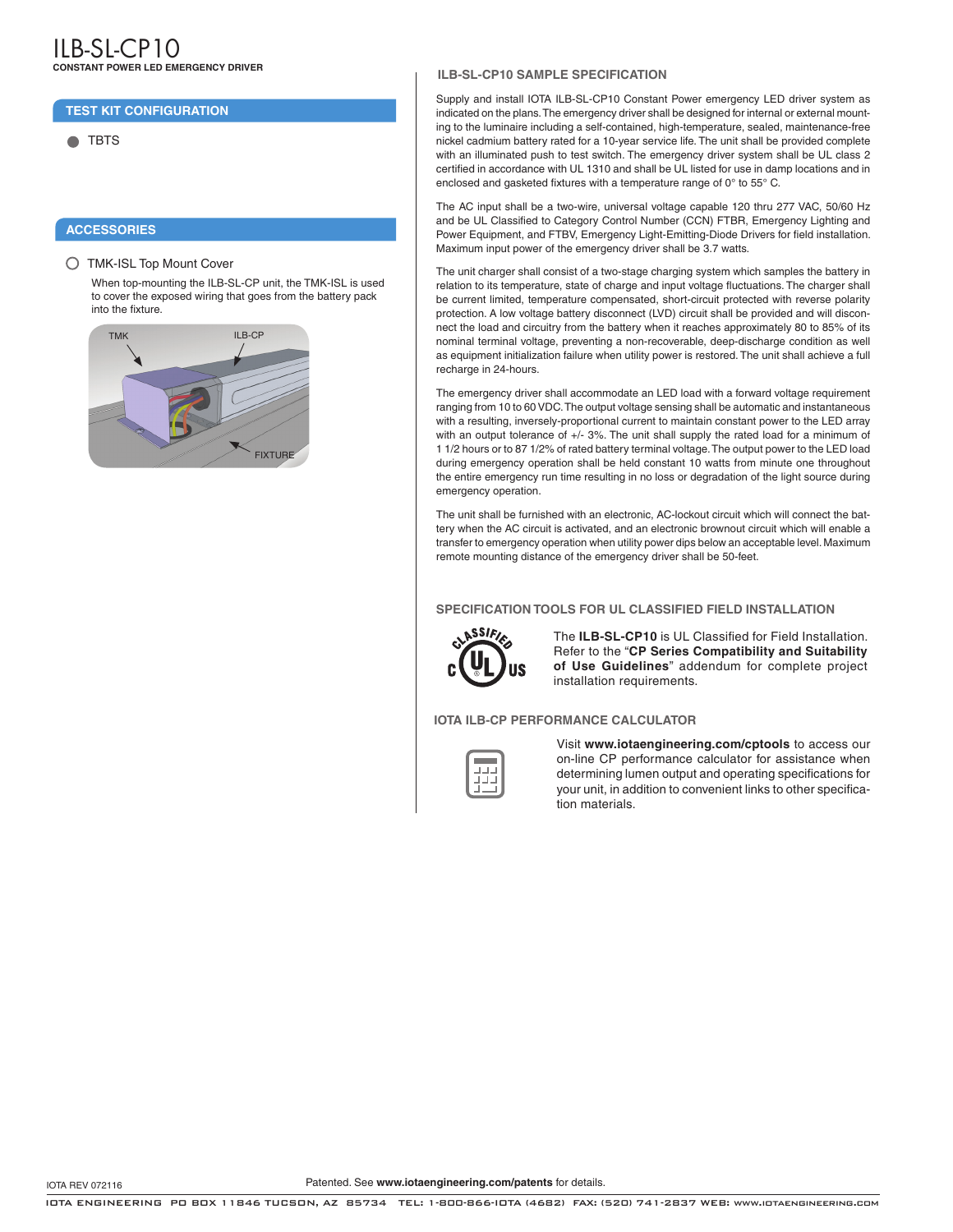# ILB-SL-CP10

**CONSTANT POWER LED EMERGENCY DRIVER**

## TEST KIT CONFIGURATION

- TBTS

## ACCESSORIES

- TMK-ISL Top Mount Cover

When top-mounting the ILB-SL-CP unit, the TMK-ISL is used to cover the exposed wiring that goes from the battery pack into the fixture.

TMK ILB-CP FIXTURE

## ILB-SL-CP10 SAMPLE SPECIFICATION

Supply and install IOTA ILB-SL-CP10 Constant Power emergency LED driver system as indicated on the plans. The emergency driver shall be designed for internal or external mounting to the luminaire including a self-contained, high-temperature, sealed, maintenance-free nickel cadmium battery rated for a 10-year service life. The unit shall be provided complete with an illuminated push to test switch. The emergency driver system shall be UL class 2 certified in accordance with UL 1310 and shall be UL listed for use in damp locations and in enclosed and gasketed fixtures with a temperature range of 0° to 55° C.

The AC input shall be a two-wire, universal voltage capable 120 thru 277 VAC, 50/60 Hz and be UL Classified to Category Control Number (CCN) FTBR, Emergency Lighting and Power Equipment, and FTBV, Emergency Light-Emitting-Diode Drivers for field installation. Maximum input power of the emergency driver shall be 3.7 watts.

The unit charger shall consist of a two-stage charging system which samples the battery in relation to its temperature, state of charge and input voltage fluctuations. The charger shall be current limited, temperature compensated, short-circuit protected with reverse polarity protection. A low voltage battery disconnect (LVD) circuit shall be provided and will disconnect the load and circuitry from the battery when it reaches approximately 80 to 85% of its nominal terminal voltage, preventing a non-recoverable, deep-discharge condition as well as equipment initialization failure when utility power is restored. The unit shall achieve a full recharge in 24-hours.

The emergency driver shall accommodate an LED load with a forward voltage requirement ranging from 10 to 60 VDC. The output voltage sensing shall be automatic and instantaneous with a resulting, inversely-proportional current to maintain constant power to the LED array with an output tolerance of +/- 3%. The unit shall supply the rated load for a minimum of 1 1/2 hours or to 87 1/2% of rated battery terminal voltage. The output power to the LED load during emergency operation shall be held constant 10 watts from minute one throughout the entire emergency run time resulting in no loss or degradation of the light source during emergency operation.

The unit shall be furnished with an electronic, AC-lockout circuit which will connect the battery when the AC circuit is activated, and an electronic brownout circuit which will enable a transfer to emergency operation when utility power dips below an acceptable level. Maximum remote mounting distance of the emergency driver shall be 50-feet.

## SPECIFICATION TOOLS FOR UL CLASSIFIED FIELD INSTALLATION

The **ILB-SL-CP10** is UL Classified for Field Installation. Refer to the "**CP Series Compatibility and Suitability of Use Guidelines**" addendum for complete project installation requirements.

## IOTA ILB-CP PERFORMANCE CALCULATOR

Visit **www.iotaengineering.com/cptools** to access our on-line CP performance calculator for assistance when determining lumen output and operating specifications for your unit, in addition to convenient links to other specification materials.

IOTA REV 072116

Patented. See **www.iotaengineering.com/patents** for details.

IOTA ENGINEERING PO BOX 11846 TUCSON, AZ 85734 TEL: 1-800-866-IOTA (4682) FAX: (520) 741-2837 WEB: WWW.IOTAENGINEERING.COM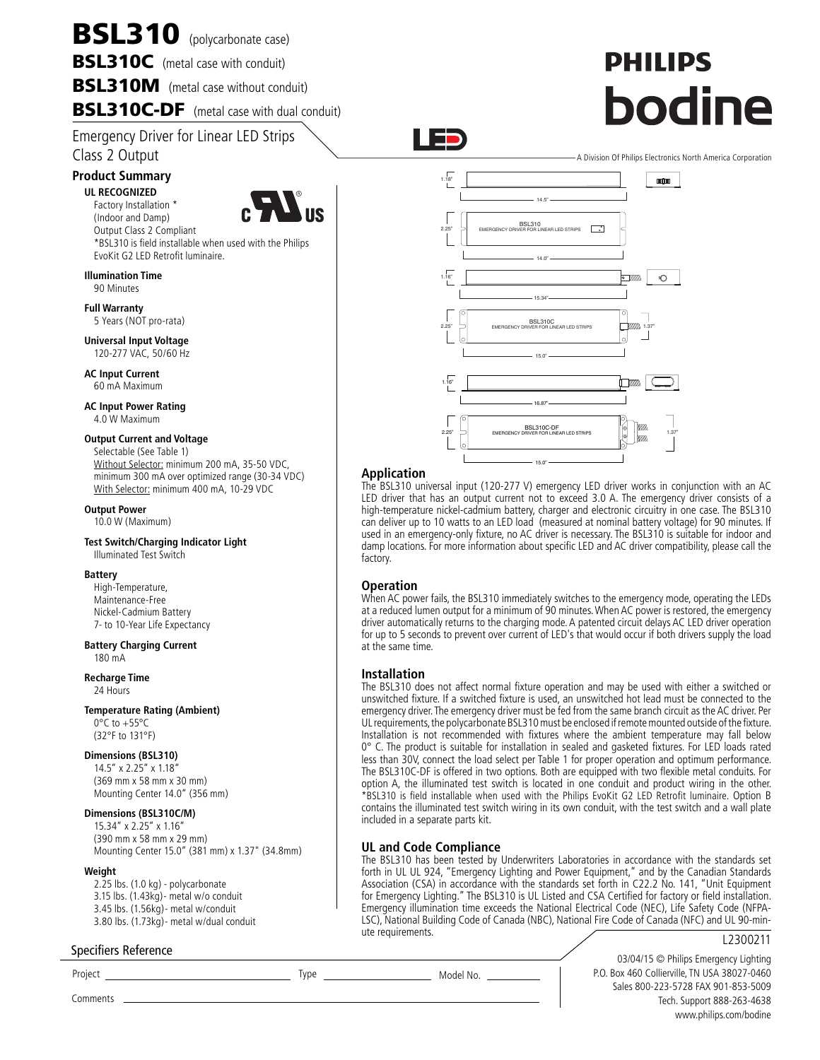# BSL310 (polycarbonate case)

## BSL310C (metal case with conduit)

## BSL310M (metal case without conduit)

## BSL310C-DF (metal case with dual conduit)

Emergency Driver for Linear LED Strips
Class 2 Output

PHILIPS
bodine

A Division Of Philips Electronics North America Corporation

### Product Summary

**UL RECOGNIZED**
Factory Installation *
(Indoor and Damp)
Output Class 2 Compliant
*BSL310 is field installable when used with the Philips EvoKit G2 LED Retrofit luminaire.

**Illumination Time**
90 Minutes

**Full Warranty**
5 Years (NOT pro-rata)

**Universal Input Voltage**
120-277 VAC, 50/60 Hz

**AC Input Current**
60 mA Maximum

**AC Input Power Rating**
4.0 W Maximum

**Output Current and Voltage**
Selectable (See Table 1)
Without Selector: minimum 200 mA, 35-50 VDC, minimum 300 mA over optimized range (30-34 VDC)
With Selector: minimum 400 mA, 10-29 VDC

**Output Power**
10.0 W (Maximum)

**Test Switch/Charging Indicator Light**
Illuminated Test Switch

**Battery**
High-Temperature,
Maintenance-Free
Nickel-Cadmium Battery
7- to 10-Year Life Expectancy

**Battery Charging Current**
180 mA

**Recharge Time**
24 Hours

**Temperature Rating (Ambient)**
0°C to +55°C
(32°F to 131°F)

**Dimensions (BSL310)**
14.5" x 2.25" x 1.18"
(369 mm x 58 mm x 30 mm)
Mounting Center 14.0" (356 mm)

**Dimensions (BSL310C/M)**
15.34" x 2.25" x 1.16"
(390 mm x 58 mm x 29 mm)
Mounting Center 15.0" (381 mm) x 1.37" (34.8mm)

**Weight**
2.25 lbs. (1.0 kg) - polycarbonate
3.15 lbs. (1.43kg) - metal w/o conduit
3.45 lbs. (1.56kg) - metal w/conduit
3.80 lbs. (1.73kg) - metal w/dual conduit

1.18" | 14.5" | 2.25" | BSL310 EMERGENCY DRIVER FOR LINEAR LED STRIPS | 14.0"

1.16" | 15.34" | 2.25" | BSL310C EMERGENCY DRIVER FOR LINEAR LED STRIPS | 1.37" | 15.0"

1.16" | 16.87" | 2.25" | BSL310C-DF EMERGENCY DRIVER FOR LINEAR LED STRIPS | 1.37" | 15.0"

### Application

The BSL310 universal input (120-277 V) emergency LED driver works in conjunction with an AC LED driver that has an output current not to exceed 3.0 A. The emergency driver consists of a high-temperature nickel-cadmium battery, charger and electronic circuitry in one case. The BSL310 can deliver up to 10 watts to an LED load (measured at nominal battery voltage) for 90 minutes. If used in an emergency-only fixture, no AC driver is necessary. The BSL310 is suitable for indoor and damp locations. For more information about specific LED and AC driver compatibility, please call the factory.

### Operation

When AC power fails, the BSL310 immediately switches to the emergency mode, operating the LEDs at a reduced lumen output for a minimum of 90 minutes. When AC power is restored, the emergency driver automatically returns to the charging mode. A patented circuit delays AC LED driver operation for up to 5 seconds to prevent over current of LED's that would occur if both drivers supply the load at the same time.

### Installation

The BSL310 does not affect normal fixture operation and may be used with either a switched or unswitched fixture. If a switched fixture is used, an unswitched hot lead must be connected to the emergency driver. The emergency driver must be fed from the same branch circuit as the AC driver. Per UL requirements, the polycarbonate BSL310 must be enclosed if remote mounted outside of the fixture. Installation is not recommended with fixtures where the ambient temperature may fall below 0° C. The product is suitable for installation in sealed and gasketed fixtures. For LED loads rated less than 30V, connect the load select per Table 1 for proper operation and optimum performance. The BSL310C-DF is offered in two options. Both are equipped with two flexible metal conduits. For option A, the illuminated test switch is located in one conduit and product wiring in the other. *BSL310 is field installable when used with the Philips EvoKit G2 LED Retrofit luminaire. Option B contains the illuminated test switch wiring in its own conduit, with the test switch and a wall plate included in a separate parts kit.

### UL and Code Compliance

The BSL310 has been tested by Underwriters Laboratories in accordance with the standards set forth in UL 924, "Emergency Lighting and Power Equipment," and by the Canadian Standards Association (CSA) in accordance with the standards set forth in C22.2 No. 141, "Unit Equipment for Emergency Lighting." The BSL310 is UL Listed and CSA Certified for factory or field installation. Emergency illumination time exceeds the National Electrical Code (NEC), Life Safety Code (NFPA-LSC), National Building Code of Canada (NBC), National Fire Code of Canada (NFC) and UL 90-minute requirements.

L2300211

Specifiers Reference

Project ______________ Type ______________ Model No. ______________

Comments ______________

03/04/15 © Philips Emergency Lighting
P.O. Box 460 Collierville, TN USA 38027-0460
Sales 800-223-5728 FAX 901-853-5009
Tech. Support 888-263-4638
www.philips.com/bodine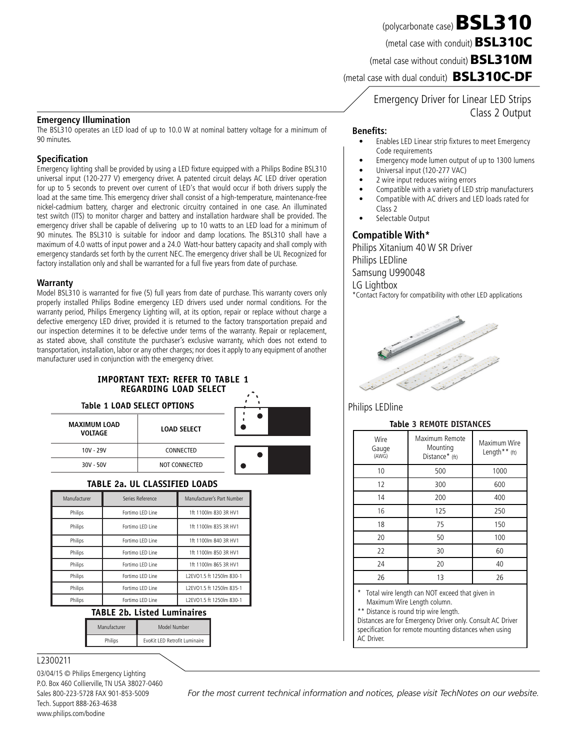(polycarbonate case) **BSL310**

(metal case with conduit) **BSL310C**

(metal case without conduit) **BSL310M**

(metal case with dual conduit) **BSL310C-DF**

Emergency Driver for Linear LED Strips
Class 2 Output

### Emergency Illumination

The BSL310 operates an LED load of up to 10.0 W at nominal battery voltage for a minimum of 90 minutes.

### Specification

Emergency lighting shall be provided by using a LED fixture equipped with a Philips Bodine BSL310 universal input (120-277 V) emergency driver. A patented circuit delays AC LED driver operation for up to 5 seconds to prevent over current of LED's that would occur if both drivers supply the load at the same time. This emergency driver shall consist of a high-temperature, maintenance-free nickel-cadmium battery, charger and electronic circuitry contained in one case. An illuminated test switch (ITS) to monitor charger and battery and installation hardware shall be provided. The emergency driver shall be capable of delivering up to 10 watts to an LED load for a minimum of 90 minutes. The BSL310 is suitable for indoor and damp locations. The BSL310 shall have a maximum of 4.0 watts of input power and a 24.0 Watt-hour battery capacity and shall comply with emergency standards set forth by the current NEC. The emergency driver shall be UL Recognized for factory installation only and shall be warranted for a full five years from date of purchase.

### Warranty

Model BSL310 is warranted for five (5) full years from date of purchase. This warranty covers only properly installed Philips Bodine emergency LED drivers used under normal conditions. For the warranty period, Philips Emergency Lighting will, at its option, repair or replace without charge a defective emergency LED driver, provided it is returned to the factory transportation prepaid and our inspection determines it to be defective under terms of the warranty. Repair or replacement, as stated above, shall constitute the purchaser's exclusive warranty, which does not extend to transportation, installation, labor or any other charges; nor does it apply to any equipment of another manufacturer used in conjunction with the emergency driver.

**IMPORTANT TEXT: REFER TO TABLE 1 REGARDING LOAD SELECT**

**Table 1 LOAD SELECT OPTIONS**

| MAXIMUM LOAD VOLTAGE | LOAD SELECT |
|---|---|
| 10V - 29V | CONNECTED |
| 30V - 50V | NOT CONNECTED |

**TABLE 2a. UL CLASSIFIED LOADS**

| Manufacturer | Series Reference | Manufacturer's Part Number |
|---|---|---|
| Philips | Fortimo LED Line | 1ft 1100lm 830 3R HV1 |
| Philips | Fortimo LED Line | 1ft 1100lm 835 3R HV1 |
| Philips | Fortimo LED Line | 1ft 1100lm 840 3R HV1 |
| Philips | Fortimo LED Line | 1ft 1100lm 850 3R HV1 |
| Philips | Fortimo LED Line | 1ft 1100lm 865 3R HV1 |
| Philips | Fortimo LED Line | L2EVO1.5 ft 1250lm 830-1 |
| Philips | Fortimo LED Line | L2EVO1.5 ft 1250lm 835-1 |
| Philips | Fortimo LED Line | L2EVO1.5 ft 1250lm 830-1 |

**TABLE 2b. Listed Luminaires**

| Manufacturer | Model Number |
|---|---|
| Philips | EvoKit LED Retrofit Luminaire |

### Benefits:

- Enables LED Linear strip fixtures to meet Emergency Code requirements
- Emergency mode lumen output of up to 1300 lumens
- Universal input (120-277 VAC)
- 2 wire input reduces wiring errors
- Compatible with a variety of LED strip manufacturers
- Compatible with AC drivers and LED loads rated for Class 2
- Selectable Output

### Compatible With*

Philips Xitanium 40 W SR Driver
Philips LEDline
Samsung U990048
LG Lightbox
*Contact Factory for compatibility with other LED applications

Philips LEDline

**Table 3 REMOTE DISTANCES**

| Wire Gauge (AWG) | Maximum Remote Mounting Distance* (ft) | Maximum Wire Length** (ft) |
|---|---|---|
| 10 | 500 | 1000 |
| 12 | 300 | 600 |
| 14 | 200 | 400 |
| 16 | 125 | 250 |
| 18 | 75 | 150 |
| 20 | 50 | 100 |
| 22 | 30 | 60 |
| 24 | 20 | 40 |
| 26 | 13 | 26 |

\* Total wire length can NOT exceed that given in Maximum Wire Length column.
** Distance is round trip wire length.
Distances are for Emergency Driver only. Consult AC Driver specification for remote mounting distances when using AC Driver.

L2300211

03/04/15 © Philips Emergency Lighting
P.O. Box 460 Collierville, TN USA 38027-0460
Sales 800-223-5728 FAX 901-853-5009
Tech. Support 888-263-4638
www.philips.com/bodine

*For the most current technical information and notices, please visit TechNotes on our website.*